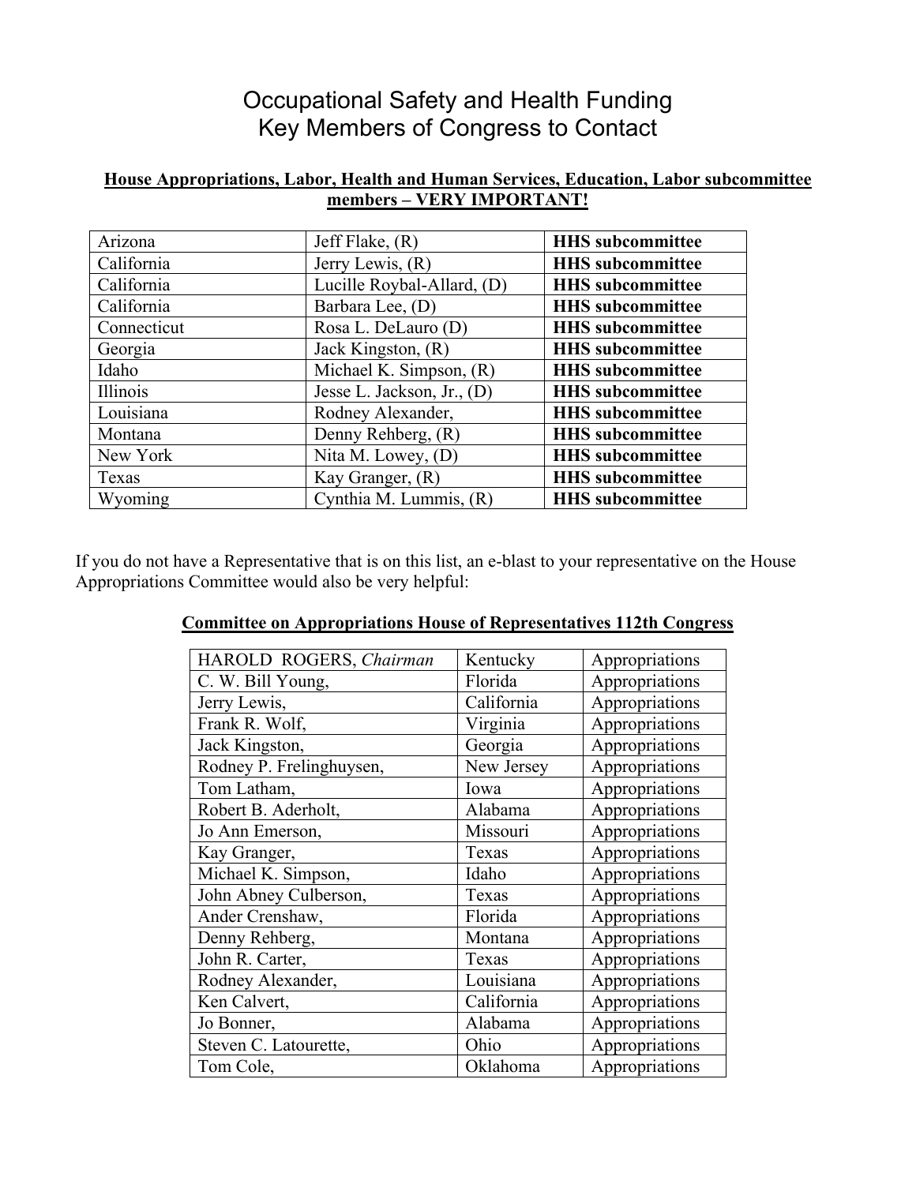# Occupational Safety and Health Funding
# Key Members of Congress to Contact

**House Appropriations, Labor, Health and Human Services, Education, Labor subcommittee members – VERY IMPORTANT!**

| | | |
|---|---|---|
| Arizona | Jeff Flake, (R) | **HHS subcommittee** |
| California | Jerry Lewis, (R) | **HHS subcommittee** |
| California | Lucille Roybal-Allard, (D) | **HHS subcommittee** |
| California | Barbara Lee, (D) | **HHS subcommittee** |
| Connecticut | Rosa L. DeLauro (D) | **HHS subcommittee** |
| Georgia | Jack Kingston, (R) | **HHS subcommittee** |
| Idaho | Michael K. Simpson, (R) | **HHS subcommittee** |
| Illinois | Jesse L. Jackson, Jr., (D) | **HHS subcommittee** |
| Louisiana | Rodney Alexander, | **HHS subcommittee** |
| Montana | Denny Rehberg, (R) | **HHS subcommittee** |
| New York | Nita M. Lowey, (D) | **HHS subcommittee** |
| Texas | Kay Granger, (R) | **HHS subcommittee** |
| Wyoming | Cynthia M. Lummis, (R) | **HHS subcommittee** |

If you do not have a Representative that is on this list, an e-blast to your representative on the House Appropriations Committee would also be very helpful:

**Committee on Appropriations House of Representatives 112th Congress**

| | | |
|---|---|---|
| HAROLD ROGERS, *Chairman* | Kentucky | Appropriations |
| C. W. Bill Young, | Florida | Appropriations |
| Jerry Lewis, | California | Appropriations |
| Frank R. Wolf, | Virginia | Appropriations |
| Jack Kingston, | Georgia | Appropriations |
| Rodney P. Frelinghuysen, | New Jersey | Appropriations |
| Tom Latham, | Iowa | Appropriations |
| Robert B. Aderholt, | Alabama | Appropriations |
| Jo Ann Emerson, | Missouri | Appropriations |
| Kay Granger, | Texas | Appropriations |
| Michael K. Simpson, | Idaho | Appropriations |
| John Abney Culberson, | Texas | Appropriations |
| Ander Crenshaw, | Florida | Appropriations |
| Denny Rehberg, | Montana | Appropriations |
| John R. Carter, | Texas | Appropriations |
| Rodney Alexander, | Louisiana | Appropriations |
| Ken Calvert, | California | Appropriations |
| Jo Bonner, | Alabama | Appropriations |
| Steven C. Latourette, | Ohio | Appropriations |
| Tom Cole, | Oklahoma | Appropriations |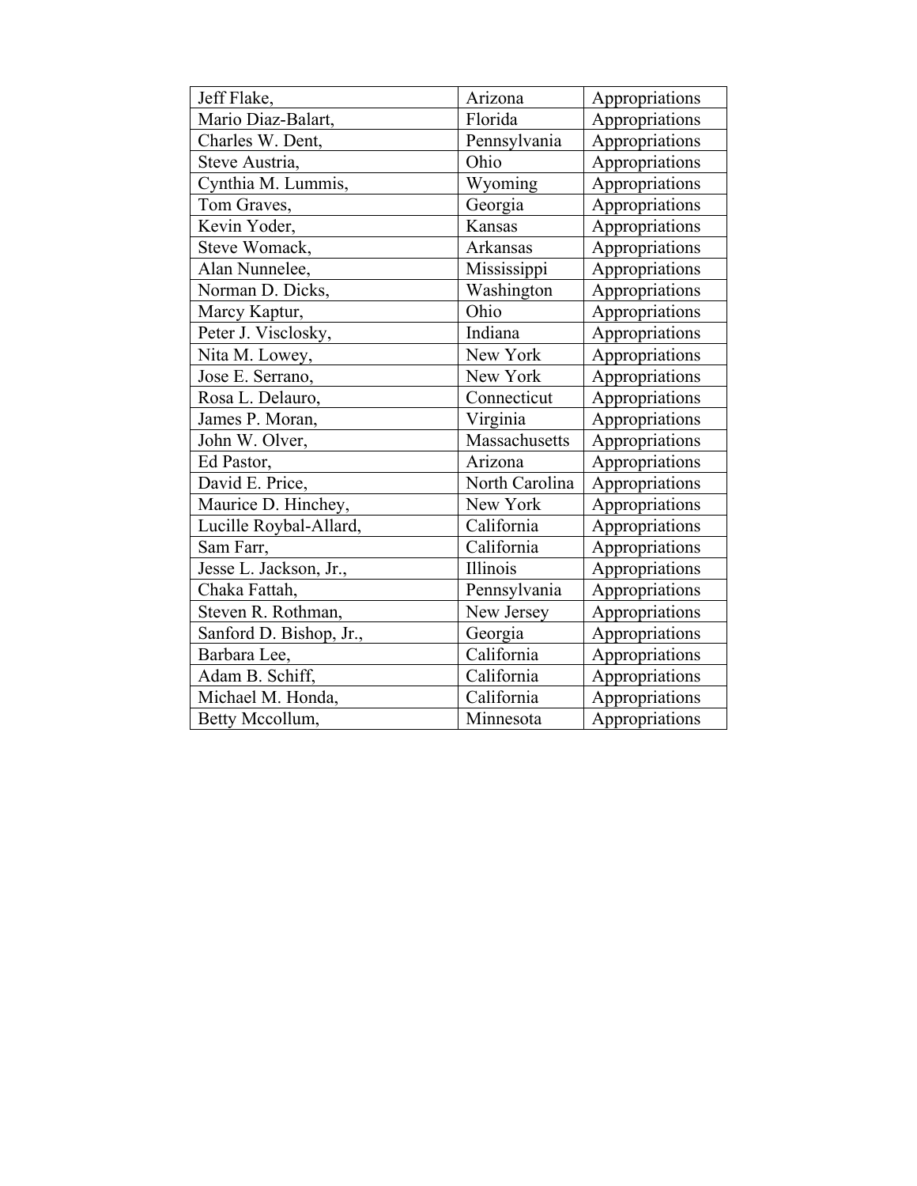| | | |
|---|---|---|
| Jeff Flake, | Arizona | Appropriations |
| Mario Diaz-Balart, | Florida | Appropriations |
| Charles W. Dent, | Pennsylvania | Appropriations |
| Steve Austria, | Ohio | Appropriations |
| Cynthia M. Lummis, | Wyoming | Appropriations |
| Tom Graves, | Georgia | Appropriations |
| Kevin Yoder, | Kansas | Appropriations |
| Steve Womack, | Arkansas | Appropriations |
| Alan Nunnelee, | Mississippi | Appropriations |
| Norman D. Dicks, | Washington | Appropriations |
| Marcy Kaptur, | Ohio | Appropriations |
| Peter J. Visclosky, | Indiana | Appropriations |
| Nita M. Lowey, | New York | Appropriations |
| Jose E. Serrano, | New York | Appropriations |
| Rosa L. Delauro, | Connecticut | Appropriations |
| James P. Moran, | Virginia | Appropriations |
| John W. Olver, | Massachusetts | Appropriations |
| Ed Pastor, | Arizona | Appropriations |
| David E. Price, | North Carolina | Appropriations |
| Maurice D. Hinchey, | New York | Appropriations |
| Lucille Roybal-Allard, | California | Appropriations |
| Sam Farr, | California | Appropriations |
| Jesse L. Jackson, Jr., | Illinois | Appropriations |
| Chaka Fattah, | Pennsylvania | Appropriations |
| Steven R. Rothman, | New Jersey | Appropriations |
| Sanford D. Bishop, Jr., | Georgia | Appropriations |
| Barbara Lee, | California | Appropriations |
| Adam B. Schiff, | California | Appropriations |
| Michael M. Honda, | California | Appropriations |
| Betty Mccollum, | Minnesota | Appropriations |